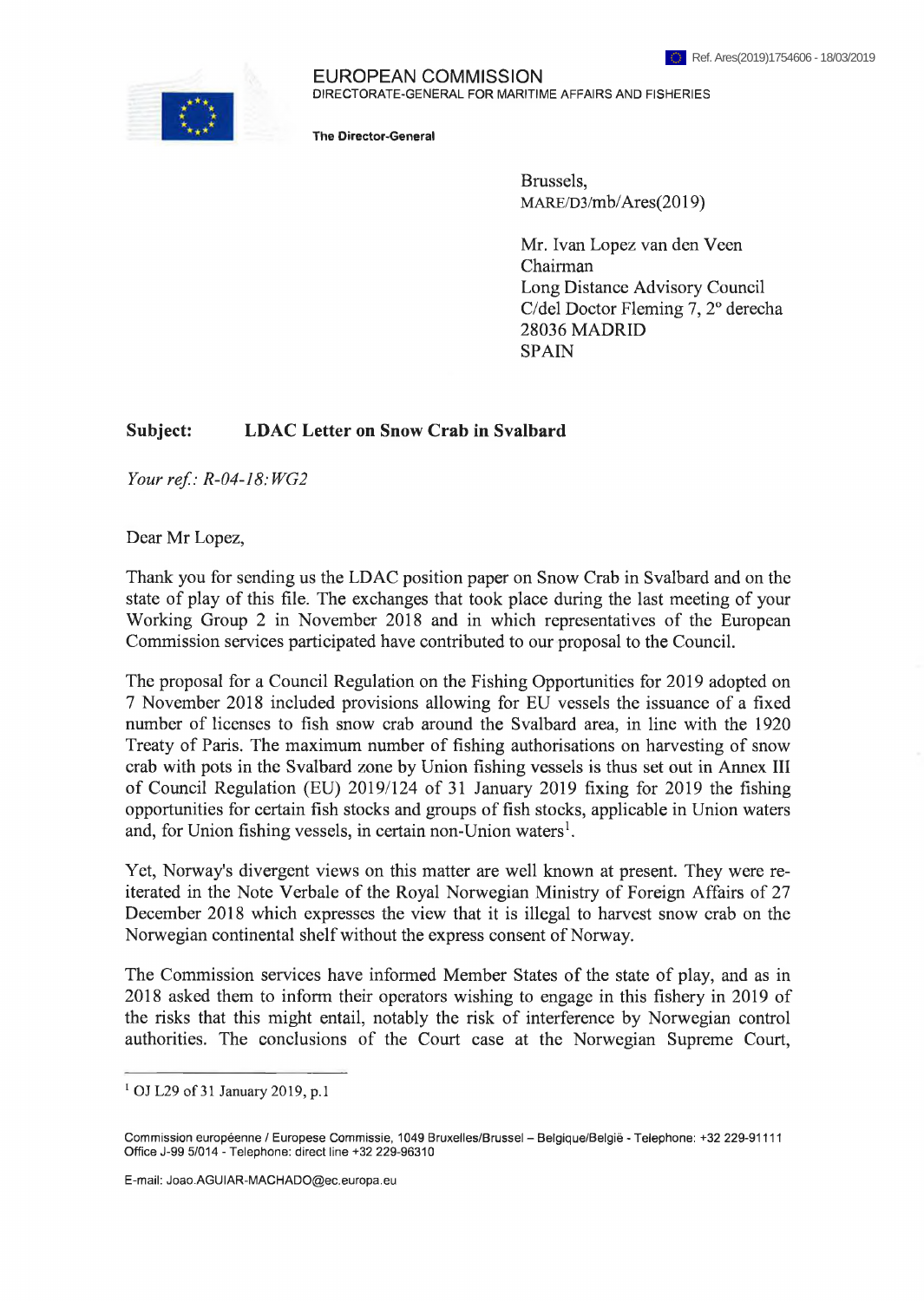Ref. Ares(2019)1754606 - 18/03/2019

EUROPEAN COMMISSION
DIRECTORATE-GENERAL FOR MARITIME AFFAIRS AND FISHERIES

**The Director-General**

Brussels,
MARE/D3/mb/Ares(2019)

Mr. Ivan Lopez van den Veen
Chairman
Long Distance Advisory Council
C/del Doctor Fleming 7, 2° derecha
28036 MADRID
SPAIN

**Subject: LDAC Letter on Snow Crab in Svalbard**

*Your ref.: R-04-18:WG2*

Dear Mr Lopez,

Thank you for sending us the LDAC position paper on Snow Crab in Svalbard and on the state of play of this file. The exchanges that took place during the last meeting of your Working Group 2 in November 2018 and in which representatives of the European Commission services participated have contributed to our proposal to the Council.

The proposal for a Council Regulation on the Fishing Opportunities for 2019 adopted on 7 November 2018 included provisions allowing for EU vessels the issuance of a fixed number of licenses to fish snow crab around the Svalbard area, in line with the 1920 Treaty of Paris. The maximum number of fishing authorisations on harvesting of snow crab with pots in the Svalbard zone by Union fishing vessels is thus set out in Annex III of Council Regulation (EU) 2019/124 of 31 January 2019 fixing for 2019 the fishing opportunities for certain fish stocks and groups of fish stocks, applicable in Union waters and, for Union fishing vessels, in certain non-Union waters[1].

Yet, Norway's divergent views on this matter are well known at present. They were re-iterated in the Note Verbale of the Royal Norwegian Ministry of Foreign Affairs of 27 December 2018 which expresses the view that it is illegal to harvest snow crab on the Norwegian continental shelf without the express consent of Norway.

The Commission services have informed Member States of the state of play, and as in 2018 asked them to inform their operators wishing to engage in this fishery in 2019 of the risks that this might entail, notably the risk of interference by Norwegian control authorities. The conclusions of the Court case at the Norwegian Supreme Court,

[1] OJ L29 of 31 January 2019, p.1

Commission européenne / Europese Commissie, 1049 Bruxelles/Brussel – Belgique/België - Telephone: +32 229-91111
Office J-99 5/014 - Telephone: direct line +32 229-96310

E-mail: Joao.AGUIAR-MACHADO@ec.europa.eu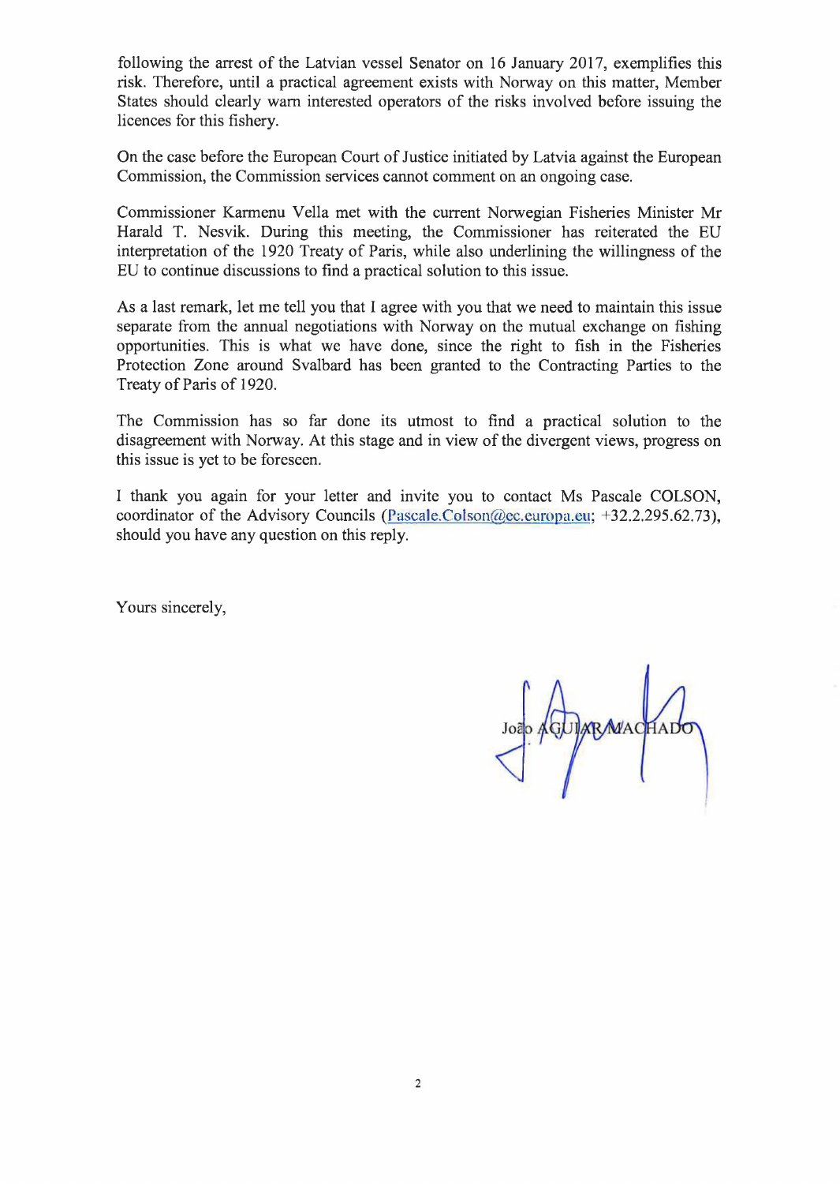following the arrest of the Latvian vessel Senator on 16 January 2017, exemplifies this risk. Therefore, until a practical agreement exists with Norway on this matter, Member States should clearly warn interested operators of the risks involved before issuing the licences for this fishery.

On the case before the European Court of Justice initiated by Latvia against the European Commission, the Commission services cannot comment on an ongoing case.

Commissioner Karmenu Vella met with the current Norwegian Fisheries Minister Mr Harald T. Nesvik. During this meeting, the Commissioner has reiterated the EU interpretation of the 1920 Treaty of Paris, while also underlining the willingness of the EU to continue discussions to find a practical solution to this issue.

As a last remark, let me tell you that I agree with you that we need to maintain this issue separate from the annual negotiations with Norway on the mutual exchange on fishing opportunities. This is what we have done, since the right to fish in the Fisheries Protection Zone around Svalbard has been granted to the Contracting Parties to the Treaty of Paris of 1920.

The Commission has so far done its utmost to find a practical solution to the disagreement with Norway. At this stage and in view of the divergent views, progress on this issue is yet to be foreseen.

I thank you again for your letter and invite you to contact Ms Pascale COLSON, coordinator of the Advisory Councils (Pascale.Colson@ec.europa.eu; +32.2.295.62.73), should you have any question on this reply.

Yours sincerely,

João AGUIAR MACHADO